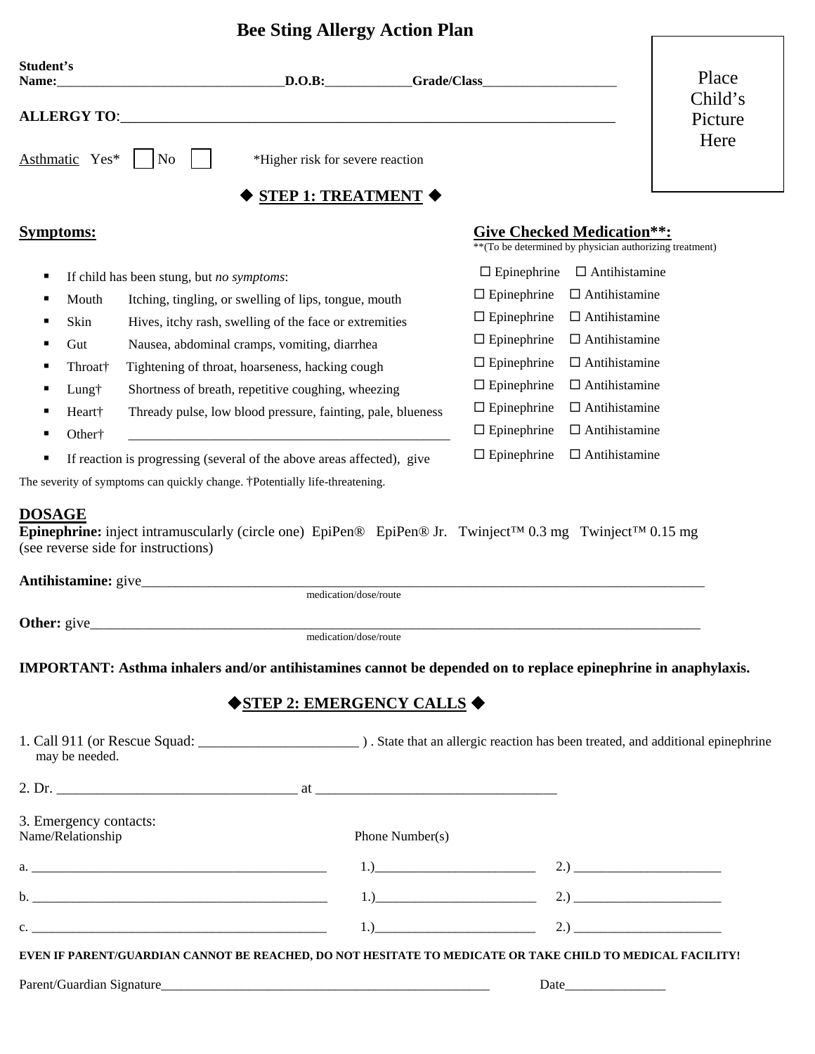# Bee Sting Allergy Action Plan

**Student's Name:**__________________________________**D.O.B:**_____________**Grade/Class**____________________

Place Child's Picture Here

**ALLERGY TO**:_______________________________________________________________________

Asthmatic Yes* ☐ No ☐ *Higher risk for severe reaction

## ◆ STEP 1: TREATMENT ◆

| **Symptoms:** | **Give Checked Medication\*\*:** \*\*(To be determined by physician authorizing treatment) |
|---|---|
| If child has been stung, but *no symptoms*: | ☐ Epinephrine ☐ Antihistamine |
| Mouth — Itching, tingling, or swelling of lips, tongue, mouth | ☐ Epinephrine ☐ Antihistamine |
| Skin — Hives, itchy rash, swelling of the face or extremities | ☐ Epinephrine ☐ Antihistamine |
| Gut — Nausea, abdominal cramps, vomiting, diarrhea | ☐ Epinephrine ☐ Antihistamine |
| Throat† — Tightening of throat, hoarseness, hacking cough | ☐ Epinephrine ☐ Antihistamine |
| Lung† — Shortness of breath, repetitive coughing, wheezing | ☐ Epinephrine ☐ Antihistamine |
| Heart† — Thready pulse, low blood pressure, fainting, pale, blueness | ☐ Epinephrine ☐ Antihistamine |
| Other† — ______________________________________________ | ☐ Epinephrine ☐ Antihistamine |
| If reaction is progressing (several of the above areas affected), give | ☐ Epinephrine ☐ Antihistamine |

The severity of symptoms can quickly change. †Potentially life-threatening.

**DOSAGE**

**Epinephrine:** inject intramuscularly (circle one) EpiPen® EpiPen® Jr. Twinject™ 0.3 mg Twinject™ 0.15 mg (see reverse side for instructions)

**Antihistamine:** give_____________________________________________________________________________
medication/dose/route

**Other:** give_____________________________________________________________________________
medication/dose/route

**IMPORTANT: Asthma inhalers and/or antihistamines cannot be depended on to replace epinephrine in anaphylaxis.**

## ◆STEP 2: EMERGENCY CALLS ◆

1. Call 911 (or Rescue Squad: ______________________ ) . State that an allergic reaction has been treated, and additional epinephrine may be needed.

2. Dr. _________________________________ at _________________________________

3. Emergency contacts:

| Name/Relationship | Phone Number(s) | |
|---|---|---|
| a. _____________________________________________ | 1.)________________________ | 2.) ______________________ |
| b. _____________________________________________ | 1.)________________________ | 2.) ______________________ |
| c. _____________________________________________ | 1.)________________________ | 2.) ______________________ |

**EVEN IF PARENT/GUARDIAN CANNOT BE REACHED, DO NOT HESITATE TO MEDICATE OR TAKE CHILD TO MEDICAL FACILITY!**

Parent/Guardian Signature__________________________________________________ Date_______________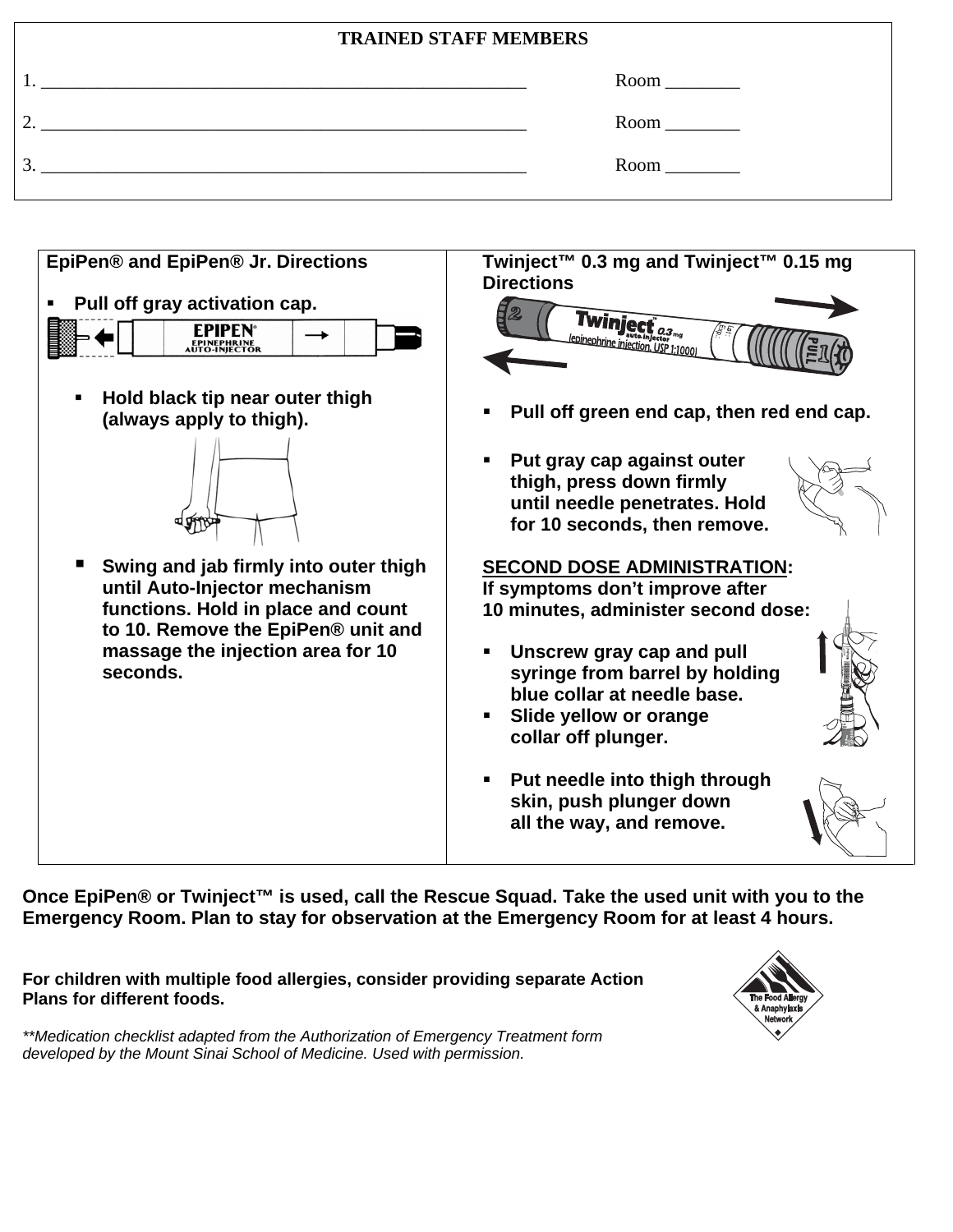**TRAINED STAFF MEMBERS**

1. _______________________________________________ Room ________

2. _______________________________________________ Room ________

3. _______________________________________________ Room ________

| **EpiPen® and EpiPen® Jr. Directions** | **Twinject™ 0.3 mg and Twinject™ 0.15 mg Directions** |
|---|---|
| ▪ **Pull off gray activation cap.**<br><br>▪ **Hold black tip near outer thigh (always apply to thigh).**<br><br>▪ **Swing and jab firmly into outer thigh until Auto-Injector mechanism functions. Hold in place and count to 10. Remove the EpiPen® unit and massage the injection area for 10 seconds.** | ▪ **Pull off green end cap, then red end cap.**<br><br>▪ **Put gray cap against outer thigh, press down firmly until needle penetrates. Hold for 10 seconds, then remove.**<br><br>**SECOND DOSE ADMINISTRATION:**<br>**If symptoms don't improve after 10 minutes, administer second dose:**<br><br>▪ **Unscrew gray cap and pull syringe from barrel by holding blue collar at needle base.**<br>▪ **Slide yellow or orange collar off plunger.**<br><br>▪ **Put needle into thigh through skin, push plunger down all the way, and remove.** |

**Once EpiPen® or Twinject™ is used, call the Rescue Squad. Take the used unit with you to the Emergency Room. Plan to stay for observation at the Emergency Room for at least 4 hours.**

**For children with multiple food allergies, consider providing separate Action Plans for different foods.**

*\*\*Medication checklist adapted from the Authorization of Emergency Treatment form developed by the Mount Sinai School of Medicine. Used with permission.*

The Food Allergy & Anaphylaxis Network